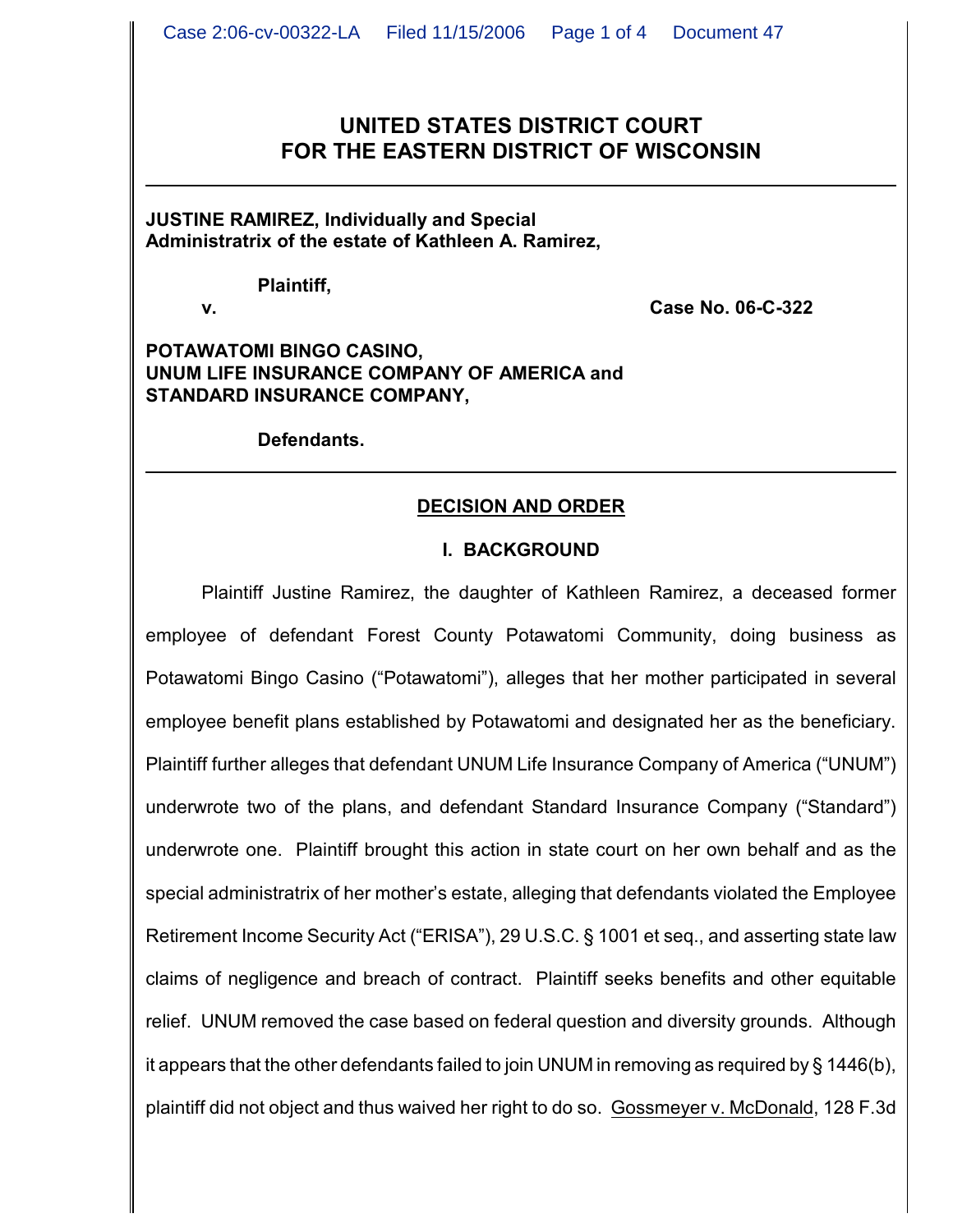# UNITED STATES DISTRICT COURT
# FOR THE EASTERN DISTRICT OF WISCONSIN

**JUSTINE RAMIREZ, Individually and Special Administratrix of the estate of Kathleen A. Ramirez,**

**Plaintiff,**

**v.** **Case No. 06-C-322**

**POTAWATOMI BINGO CASINO, UNUM LIFE INSURANCE COMPANY OF AMERICA and STANDARD INSURANCE COMPANY,**

**Defendants.**

---

## DECISION AND ORDER

### I. BACKGROUND

Plaintiff Justine Ramirez, the daughter of Kathleen Ramirez, a deceased former employee of defendant Forest County Potawatomi Community, doing business as Potawatomi Bingo Casino ("Potawatomi"), alleges that her mother participated in several employee benefit plans established by Potawatomi and designated her as the beneficiary. Plaintiff further alleges that defendant UNUM Life Insurance Company of America ("UNUM") underwrote two of the plans, and defendant Standard Insurance Company ("Standard") underwrote one. Plaintiff brought this action in state court on her own behalf and as the special administratrix of her mother's estate, alleging that defendants violated the Employee Retirement Income Security Act ("ERISA"), 29 U.S.C. § 1001 et seq., and asserting state law claims of negligence and breach of contract. Plaintiff seeks benefits and other equitable relief. UNUM removed the case based on federal question and diversity grounds. Although it appears that the other defendants failed to join UNUM in removing as required by § 1446(b), plaintiff did not object and thus waived her right to do so. Gossmeyer v. McDonald, 128 F.3d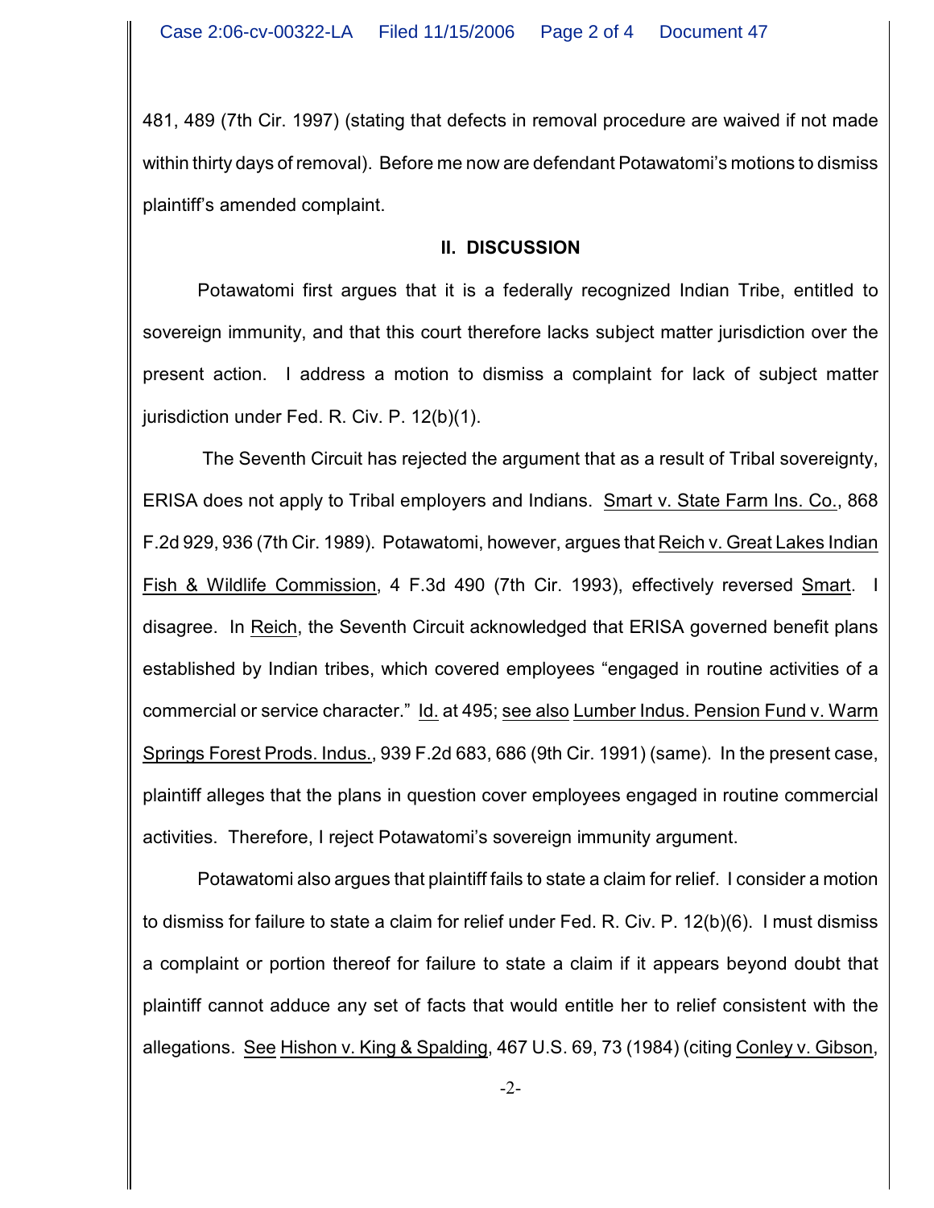481, 489 (7th Cir. 1997) (stating that defects in removal procedure are waived if not made within thirty days of removal). Before me now are defendant Potawatomi's motions to dismiss plaintiff's amended complaint.

## II. DISCUSSION

Potawatomi first argues that it is a federally recognized Indian Tribe, entitled to sovereign immunity, and that this court therefore lacks subject matter jurisdiction over the present action. I address a motion to dismiss a complaint for lack of subject matter jurisdiction under Fed. R. Civ. P. 12(b)(1).

The Seventh Circuit has rejected the argument that as a result of Tribal sovereignty, ERISA does not apply to Tribal employers and Indians. Smart v. State Farm Ins. Co., 868 F.2d 929, 936 (7th Cir. 1989). Potawatomi, however, argues that Reich v. Great Lakes Indian Fish & Wildlife Commission, 4 F.3d 490 (7th Cir. 1993), effectively reversed Smart. I disagree. In Reich, the Seventh Circuit acknowledged that ERISA governed benefit plans established by Indian tribes, which covered employees "engaged in routine activities of a commercial or service character." Id. at 495; see also Lumber Indus. Pension Fund v. Warm Springs Forest Prods. Indus., 939 F.2d 683, 686 (9th Cir. 1991) (same). In the present case, plaintiff alleges that the plans in question cover employees engaged in routine commercial activities. Therefore, I reject Potawatomi's sovereign immunity argument.

Potawatomi also argues that plaintiff fails to state a claim for relief. I consider a motion to dismiss for failure to state a claim for relief under Fed. R. Civ. P. 12(b)(6). I must dismiss a complaint or portion thereof for failure to state a claim if it appears beyond doubt that plaintiff cannot adduce any set of facts that would entitle her to relief consistent with the allegations. See Hishon v. King & Spalding, 467 U.S. 69, 73 (1984) (citing Conley v. Gibson,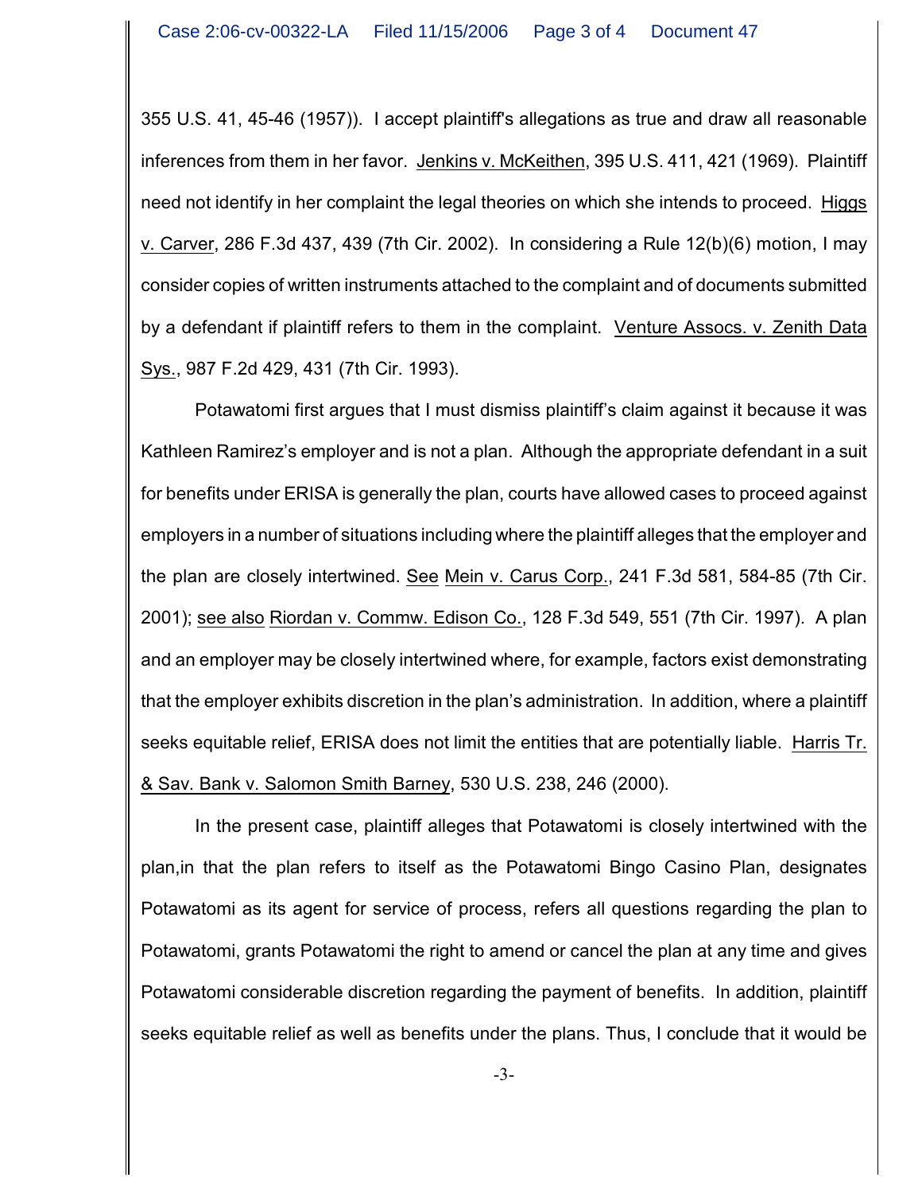355 U.S. 41, 45-46 (1957)). I accept plaintiff's allegations as true and draw all reasonable inferences from them in her favor. Jenkins v. McKeithen, 395 U.S. 411, 421 (1969). Plaintiff need not identify in her complaint the legal theories on which she intends to proceed. Higgs v. Carver, 286 F.3d 437, 439 (7th Cir. 2002). In considering a Rule 12(b)(6) motion, I may consider copies of written instruments attached to the complaint and of documents submitted by a defendant if plaintiff refers to them in the complaint. Venture Assocs. v. Zenith Data Sys., 987 F.2d 429, 431 (7th Cir. 1993).

Potawatomi first argues that I must dismiss plaintiff's claim against it because it was Kathleen Ramirez's employer and is not a plan. Although the appropriate defendant in a suit for benefits under ERISA is generally the plan, courts have allowed cases to proceed against employers in a number of situations including where the plaintiff alleges that the employer and the plan are closely intertwined. See Mein v. Carus Corp., 241 F.3d 581, 584-85 (7th Cir. 2001); see also Riordan v. Commw. Edison Co., 128 F.3d 549, 551 (7th Cir. 1997). A plan and an employer may be closely intertwined where, for example, factors exist demonstrating that the employer exhibits discretion in the plan's administration. In addition, where a plaintiff seeks equitable relief, ERISA does not limit the entities that are potentially liable. Harris Tr. & Sav. Bank v. Salomon Smith Barney, 530 U.S. 238, 246 (2000).

In the present case, plaintiff alleges that Potawatomi is closely intertwined with the plan,in that the plan refers to itself as the Potawatomi Bingo Casino Plan, designates Potawatomi as its agent for service of process, refers all questions regarding the plan to Potawatomi, grants Potawatomi the right to amend or cancel the plan at any time and gives Potawatomi considerable discretion regarding the payment of benefits. In addition, plaintiff seeks equitable relief as well as benefits under the plans. Thus, I conclude that it would be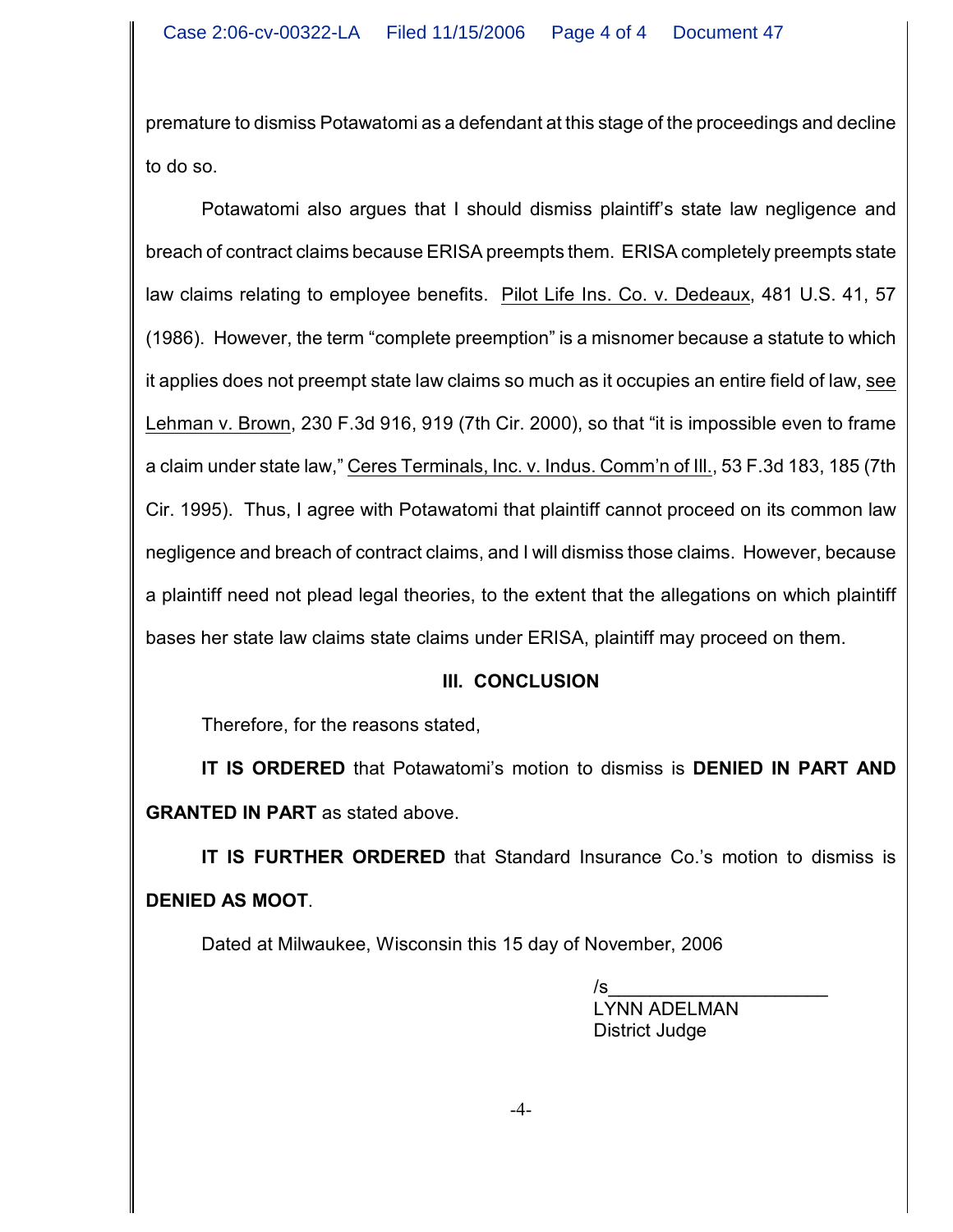premature to dismiss Potawatomi as a defendant at this stage of the proceedings and decline to do so.

Potawatomi also argues that I should dismiss plaintiff's state law negligence and breach of contract claims because ERISA preempts them. ERISA completely preempts state law claims relating to employee benefits. Pilot Life Ins. Co. v. Dedeaux, 481 U.S. 41, 57 (1986). However, the term "complete preemption" is a misnomer because a statute to which it applies does not preempt state law claims so much as it occupies an entire field of law, see Lehman v. Brown, 230 F.3d 916, 919 (7th Cir. 2000), so that "it is impossible even to frame a claim under state law," Ceres Terminals, Inc. v. Indus. Comm'n of Ill., 53 F.3d 183, 185 (7th Cir. 1995). Thus, I agree with Potawatomi that plaintiff cannot proceed on its common law negligence and breach of contract claims, and I will dismiss those claims. However, because a plaintiff need not plead legal theories, to the extent that the allegations on which plaintiff bases her state law claims state claims under ERISA, plaintiff may proceed on them.

### III. CONCLUSION

Therefore, for the reasons stated,

**IT IS ORDERED** that Potawatomi's motion to dismiss is **DENIED IN PART AND GRANTED IN PART** as stated above.

**IT IS FURTHER ORDERED** that Standard Insurance Co.'s motion to dismiss is **DENIED AS MOOT**.

Dated at Milwaukee, Wisconsin this 15 day of November, 2006

/s____________________
LYNN ADELMAN
District Judge